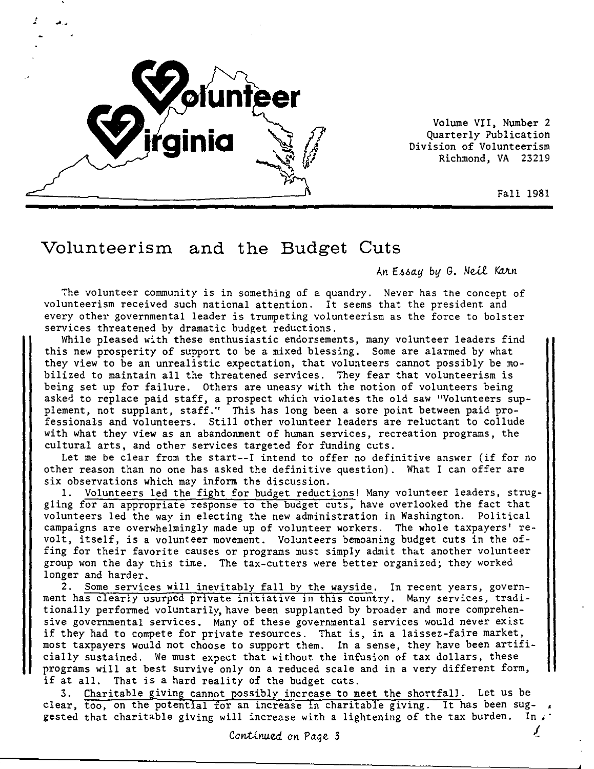# Volunteer Virginia

Volume VII, Number 2
Quarterly Publication
Division of Volunteerism
Richmond, VA 23219

Fall 1981

## Volunteerism and the Budget Cuts

*An Essay by G. Neil Karn*

The volunteer community is in something of a quandry. Never has the concept of volunteerism received such national attention. It seems that the president and every other governmental leader is trumpeting volunteerism as the force to bolster services threatened by dramatic budget reductions.

While pleased with these enthusiastic endorsements, many volunteer leaders find this new prosperity of support to be a mixed blessing. Some are alarmed by what they view to be an unrealistic expectation, that volunteers cannot possibly be mobilized to maintain all the threatened services. They fear that volunteerism is being set up for failure. Others are uneasy with the notion of volunteers being asked to replace paid staff, a prospect which violates the old saw "Volunteers supplement, not supplant, staff." This has long been a sore point between paid professionals and volunteers. Still other volunteer leaders are reluctant to collude with what they view as an abandonment of human services, recreation programs, the cultural arts, and other services targeted for funding cuts.

Let me be clear from the start--I intend to offer no definitive answer (if for no other reason than no one has asked the definitive question). What I can offer are six observations which may inform the discussion.

1. Volunteers led the fight for budget reductions! Many volunteer leaders, struggling for an appropriate response to the budget cuts, have overlooked the fact that volunteers led the way in electing the new administration in Washington. Political campaigns are overwhelmingly made up of volunteer workers. The whole taxpayers' revolt, itself, is a volunteer movement. Volunteers bemoaning budget cuts in the offing for their favorite causes or programs must simply admit that another volunteer group won the day this time. The tax-cutters were better organized; they worked longer and harder.

2. Some services will inevitably fall by the wayside. In recent years, government has clearly usurped private initiative in this country. Many services, traditionally performed voluntarily, have been supplanted by broader and more comprehensive governmental services. Many of these governmental services would never exist if they had to compete for private resources. That is, in a laissez-faire market, most taxpayers would not choose to support them. In a sense, they have been artificially sustained. We must expect that without the infusion of tax dollars, these programs will at best survive only on a reduced scale and in a very different form, if at all. That is a hard reality of the budget cuts.

3. Charitable giving cannot possibly increase to meet the shortfall. Let us be clear, too, on the potential for an increase in charitable giving. It has been suggested that charitable giving will increase with a lightening of the tax burden. In

*Continued on Page 3*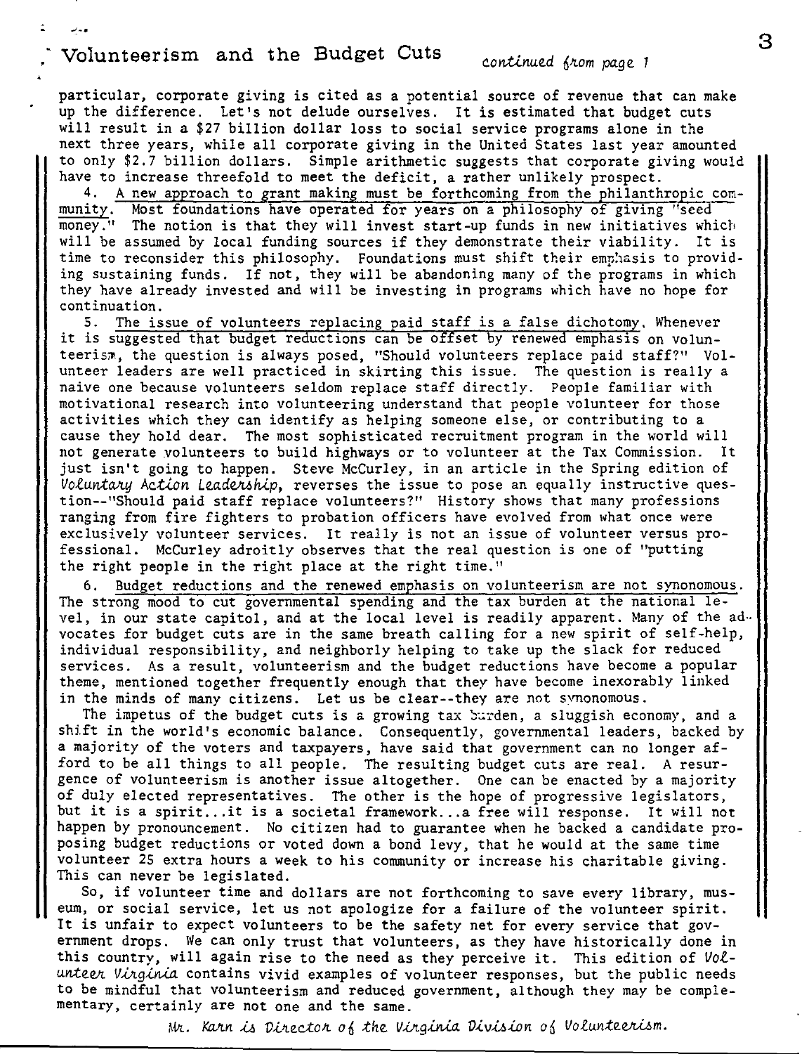## Volunteerism and the Budget Cuts

*continued from page 1*

particular, corporate giving is cited as a potential source of revenue that can make up the difference. Let's not delude ourselves. It is estimated that budget cuts will result in a $27 billion dollar loss to social service programs alone in the next three years, while all corporate giving in the United States last year amounted to only $2.7 billion dollars. Simple arithmetic suggests that corporate giving would have to increase threefold to meet the deficit, a rather unlikely prospect.

4. A new approach to grant making must be forthcoming from the philanthropic community. Most foundations have operated for years on a philosophy of giving "seed money." The notion is that they will invest start-up funds in new initiatives which will be assumed by local funding sources if they demonstrate their viability. It is time to reconsider this philosophy. Foundations must shift their emphasis to providing sustaining funds. If not, they will be abandoning many of the programs in which they have already invested and will be investing in programs which have no hope for continuation.

5. The issue of volunteers replacing paid staff is a false dichotomy. Whenever it is suggested that budget reductions can be offset by renewed emphasis on volunteerism, the question is always posed, "Should volunteers replace paid staff?" Volunteer leaders are well practiced in skirting this issue. The question is really a naive one because volunteers seldom replace staff directly. People familiar with motivational research into volunteering understand that people volunteer for those activities which they can identify as helping someone else, or contributing to a cause they hold dear. The most sophisticated recruitment program in the world will not generate volunteers to build highways or to volunteer at the Tax Commission. It just isn't going to happen. Steve McCurley, in an article in the Spring edition of *Voluntary Action Leadership*, reverses the issue to pose an equally instructive question--"Should paid staff replace volunteers?" History shows that many professions ranging from fire fighters to probation officers have evolved from what once were exclusively volunteer services. It really is not an issue of volunteer versus professional. McCurley adroitly observes that the real question is one of "putting the right people in the right place at the right time."

6. Budget reductions and the renewed emphasis on volunteerism are not synonomous. The strong mood to cut governmental spending and the tax burden at the national level, in our state capitol, and at the local level is readily apparent. Many of the advocates for budget cuts are in the same breath calling for a new spirit of self-help, individual responsibility, and neighborly helping to take up the slack for reduced services. As a result, volunteerism and the budget reductions have become a popular theme, mentioned together frequently enough that they have become inexorably linked in the minds of many citizens. Let us be clear--they are not synonomous.

The impetus of the budget cuts is a growing tax burden, a sluggish economy, and a shift in the world's economic balance. Consequently, governmental leaders, backed by a majority of the voters and taxpayers, have said that government can no longer afford to be all things to all people. The resulting budget cuts are real. A resurgence of volunteerism is another issue altogether. One can be enacted by a majority of duly elected representatives. The other is the hope of progressive legislators, but it is a spirit...it is a societal framework...a free will response. It will not happen by pronouncement. No citizen had to guarantee when he backed a candidate proposing budget reductions or voted down a bond levy, that he would at the same time volunteer 25 extra hours a week to his community or increase his charitable giving. This can never be legislated.

So, if volunteer time and dollars are not forthcoming to save every library, museum, or social service, let us not apologize for a failure of the volunteer spirit. It is unfair to expect volunteers to be the safety net for every service that government drops. We can only trust that volunteers, as they have historically done in this country, will again rise to the need as they perceive it. This edition of *Volunteer Virginia* contains vivid examples of volunteer responses, but the public needs to be mindful that volunteerism and reduced government, although they may be complementary, certainly are not one and the same.

*Mr. Karn is Director of the Virginia Division of Volunteerism.*